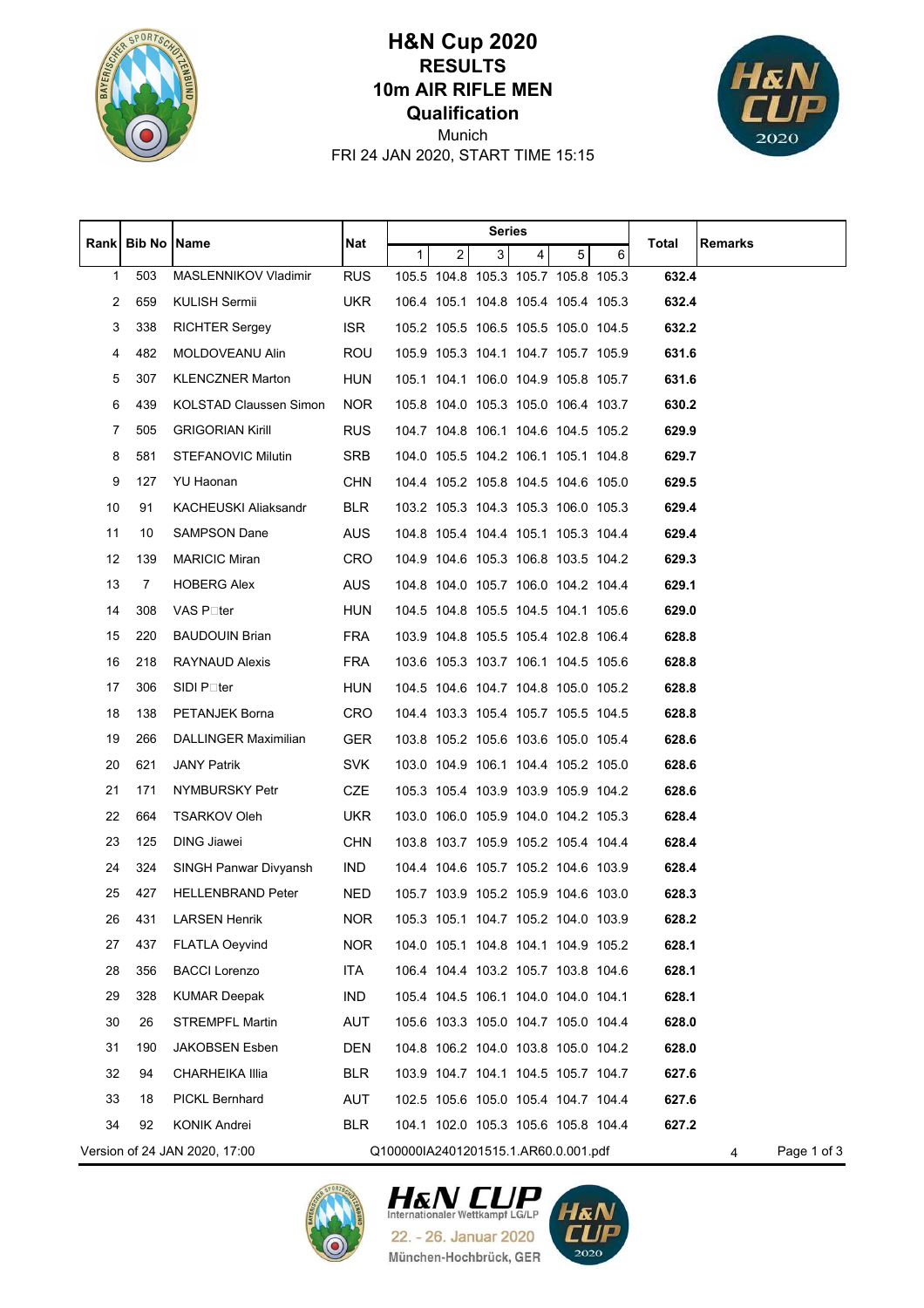# H&N Cup 2020
## RESULTS
## 10m AIR RIFLE MEN
## Qualification

Munich

FRI 24 JAN 2020, START TIME 15:15

| Rank | Bib No | Name | Nat | Series 1 | 2 | 3 | 4 | 5 | 6 | Total | Remarks |
|---|---|---|---|---|---|---|---|---|---|---|---|
| 1 | 503 | MASLENNIKOV Vladimir | RUS | 105.5 | 104.8 | 105.3 | 105.7 | 105.8 | 105.3 | **632.4** | |
| 2 | 659 | KULISH Sermii | UKR | 106.4 | 105.1 | 104.8 | 105.4 | 105.4 | 105.3 | **632.4** | |
| 3 | 338 | RICHTER Sergey | ISR | 105.2 | 105.5 | 106.5 | 105.5 | 105.0 | 104.5 | **632.2** | |
| 4 | 482 | MOLDOVEANU Alin | ROU | 105.9 | 105.3 | 104.1 | 104.7 | 105.7 | 105.9 | **631.6** | |
| 5 | 307 | KLENCZNER Marton | HUN | 105.1 | 104.1 | 106.0 | 104.9 | 105.8 | 105.7 | **631.6** | |
| 6 | 439 | KOLSTAD Claussen Simon | NOR | 105.8 | 104.0 | 105.3 | 105.0 | 106.4 | 103.7 | **630.2** | |
| 7 | 505 | GRIGORIAN Kirill | RUS | 104.7 | 104.8 | 106.1 | 104.6 | 104.5 | 105.2 | **629.9** | |
| 8 | 581 | STEFANOVIC Milutin | SRB | 104.0 | 105.5 | 104.2 | 106.1 | 105.1 | 104.8 | **629.7** | |
| 9 | 127 | YU Haonan | CHN | 104.4 | 105.2 | 105.8 | 104.5 | 104.6 | 105.0 | **629.5** | |
| 10 | 91 | KACHEUSKI Aliaksandr | BLR | 103.2 | 105.3 | 104.3 | 105.3 | 106.0 | 105.3 | **629.4** | |
| 11 | 10 | SAMPSON Dane | AUS | 104.8 | 105.4 | 104.4 | 105.1 | 105.3 | 104.4 | **629.4** | |
| 12 | 139 | MARICIC Miran | CRO | 104.9 | 104.6 | 105.3 | 106.8 | 103.5 | 104.2 | **629.3** | |
| 13 | 7 | HOBERG Alex | AUS | 104.8 | 104.0 | 105.7 | 106.0 | 104.2 | 104.4 | **629.1** | |
| 14 | 308 | VAS P□ter | HUN | 104.5 | 104.8 | 105.5 | 104.5 | 104.1 | 105.6 | **629.0** | |
| 15 | 220 | BAUDOUIN Brian | FRA | 103.9 | 104.8 | 105.5 | 105.4 | 102.8 | 106.4 | **628.8** | |
| 16 | 218 | RAYNAUD Alexis | FRA | 103.6 | 105.3 | 103.7 | 106.1 | 104.5 | 105.6 | **628.8** | |
| 17 | 306 | SIDI P□ter | HUN | 104.5 | 104.6 | 104.7 | 104.8 | 105.0 | 105.2 | **628.8** | |
| 18 | 138 | PETANJEK Borna | CRO | 104.4 | 103.3 | 105.4 | 105.7 | 105.5 | 104.5 | **628.8** | |
| 19 | 266 | DALLINGER Maximilian | GER | 103.8 | 105.2 | 105.6 | 103.6 | 105.0 | 105.4 | **628.6** | |
| 20 | 621 | JANY Patrik | SVK | 103.0 | 104.9 | 106.1 | 104.4 | 105.2 | 105.0 | **628.6** | |
| 21 | 171 | NYMBURSKY Petr | CZE | 105.3 | 105.4 | 103.9 | 103.9 | 105.9 | 104.2 | **628.6** | |
| 22 | 664 | TSARKOV Oleh | UKR | 103.0 | 106.0 | 105.9 | 104.0 | 104.2 | 105.3 | **628.4** | |
| 23 | 125 | DING Jiawei | CHN | 103.8 | 103.7 | 105.9 | 105.2 | 105.4 | 104.4 | **628.4** | |
| 24 | 324 | SINGH Panwar Divyansh | IND | 104.4 | 104.6 | 105.7 | 105.2 | 104.6 | 103.9 | **628.4** | |
| 25 | 427 | HELLENBRAND Peter | NED | 105.7 | 103.9 | 105.2 | 105.9 | 104.6 | 103.0 | **628.3** | |
| 26 | 431 | LARSEN Henrik | NOR | 105.3 | 105.1 | 104.7 | 105.2 | 104.0 | 103.9 | **628.2** | |
| 27 | 437 | FLATLA Oeyvind | NOR | 104.0 | 105.1 | 104.8 | 104.1 | 104.9 | 105.2 | **628.1** | |
| 28 | 356 | BACCI Lorenzo | ITA | 106.4 | 104.4 | 103.2 | 105.7 | 103.8 | 104.6 | **628.1** | |
| 29 | 328 | KUMAR Deepak | IND | 105.4 | 104.5 | 106.1 | 104.0 | 104.0 | 104.1 | **628.1** | |
| 30 | 26 | STREMPFL Martin | AUT | 105.6 | 103.3 | 105.0 | 104.7 | 105.0 | 104.4 | **628.0** | |
| 31 | 190 | JAKOBSEN Esben | DEN | 104.8 | 106.2 | 104.0 | 103.8 | 105.0 | 104.2 | **628.0** | |
| 32 | 94 | CHARHEIKA Illia | BLR | 103.9 | 104.7 | 104.1 | 104.5 | 105.7 | 104.7 | **627.6** | |
| 33 | 18 | PICKL Bernhard | AUT | 102.5 | 105.6 | 105.0 | 105.4 | 104.7 | 104.4 | **627.6** | |
| 34 | 92 | KONIK Andrei | BLR | 104.1 | 102.0 | 105.3 | 105.6 | 105.8 | 104.4 | **627.2** | |

Version of 24 JAN 2020, 17:00 Q100000IA2401201515.1.AR60.0.001.pdf 4

H&N CUP Internationaler Wettkampf LG/LP
22. - 26. Januar 2020
München-Hochbrück, GER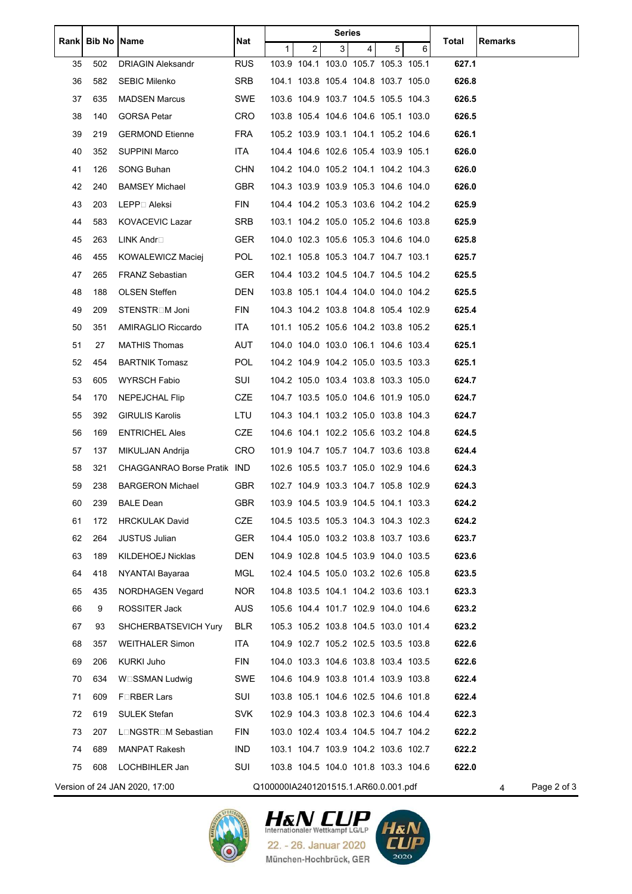| Rank | Bib No | Name | Nat | Series | | | | | | Total | Remarks |
|---|---|---|---|---|---|---|---|---|---|---|---|
| | | | | 1 | 2 | 3 | 4 | 5 | 6 | | |
| 35 | 502 | DRIAGIN Aleksandr | RUS | 103.9 | 104.1 | 103.0 | 105.7 | 105.3 | 105.1 | **627.1** | |
| 36 | 582 | SEBIC Milenko | SRB | 104.1 | 103.8 | 105.4 | 104.8 | 103.7 | 105.0 | **626.8** | |
| 37 | 635 | MADSEN Marcus | SWE | 103.6 | 104.9 | 103.7 | 104.5 | 105.5 | 104.3 | **626.5** | |
| 38 | 140 | GORSA Petar | CRO | 103.8 | 105.4 | 104.6 | 104.6 | 105.1 | 103.0 | **626.5** | |
| 39 | 219 | GERMOND Etienne | FRA | 105.2 | 103.9 | 103.1 | 104.1 | 105.2 | 104.6 | **626.1** | |
| 40 | 352 | SUPPINI Marco | ITA | 104.4 | 104.6 | 102.6 | 105.4 | 103.9 | 105.1 | **626.0** | |
| 41 | 126 | SONG Buhan | CHN | 104.2 | 104.0 | 105.2 | 104.1 | 104.2 | 104.3 | **626.0** | |
| 42 | 240 | BAMSEY Michael | GBR | 104.3 | 103.9 | 103.9 | 105.3 | 104.6 | 104.0 | **626.0** | |
| 43 | 203 | LEPP□ Aleksi | FIN | 104.4 | 104.2 | 105.3 | 103.6 | 104.2 | 104.2 | **625.9** | |
| 44 | 583 | KOVACEVIC Lazar | SRB | 103.1 | 104.2 | 105.0 | 105.2 | 104.6 | 103.8 | **625.9** | |
| 45 | 263 | LINK Andr□ | GER | 104.0 | 102.3 | 105.6 | 105.3 | 104.6 | 104.0 | **625.8** | |
| 46 | 455 | KOWALEWICZ Maciej | POL | 102.1 | 105.8 | 105.3 | 104.7 | 104.7 | 103.1 | **625.7** | |
| 47 | 265 | FRANZ Sebastian | GER | 104.4 | 103.2 | 104.5 | 104.7 | 104.5 | 104.2 | **625.5** | |
| 48 | 188 | OLSEN Steffen | DEN | 103.8 | 105.1 | 104.4 | 104.0 | 104.0 | 104.2 | **625.5** | |
| 49 | 209 | STENSTR□M Joni | FIN | 104.3 | 104.2 | 103.8 | 104.8 | 105.4 | 102.9 | **625.4** | |
| 50 | 351 | AMIRAGLIO Riccardo | ITA | 101.1 | 105.2 | 105.6 | 104.2 | 103.8 | 105.2 | **625.1** | |
| 51 | 27 | MATHIS Thomas | AUT | 104.0 | 104.0 | 103.0 | 106.1 | 104.6 | 103.4 | **625.1** | |
| 52 | 454 | BARTNIK Tomasz | POL | 104.2 | 104.9 | 104.2 | 105.0 | 103.5 | 103.3 | **625.1** | |
| 53 | 605 | WYRSCH Fabio | SUI | 104.2 | 105.0 | 103.4 | 103.8 | 103.3 | 105.0 | **624.7** | |
| 54 | 170 | NEPEJCHAL Flip | CZE | 104.7 | 103.5 | 105.0 | 104.6 | 101.9 | 105.0 | **624.7** | |
| 55 | 392 | GIRULIS Karolis | LTU | 104.3 | 104.1 | 103.2 | 105.0 | 103.8 | 104.3 | **624.7** | |
| 56 | 169 | ENTRICHEL Ales | CZE | 104.6 | 104.1 | 102.2 | 105.6 | 103.2 | 104.8 | **624.5** | |
| 57 | 137 | MIKULJAN Andrija | CRO | 101.9 | 104.7 | 105.7 | 104.7 | 103.6 | 103.8 | **624.4** | |
| 58 | 321 | CHAGGANRAO Borse Pratik | IND | 102.6 | 105.5 | 103.7 | 105.0 | 102.9 | 104.6 | **624.3** | |
| 59 | 238 | BARGERON Michael | GBR | 102.7 | 104.9 | 103.3 | 104.7 | 105.8 | 102.9 | **624.3** | |
| 60 | 239 | BALE Dean | GBR | 103.9 | 104.5 | 103.9 | 104.5 | 104.1 | 103.3 | **624.2** | |
| 61 | 172 | HRCKULAK David | CZE | 104.5 | 103.5 | 105.3 | 104.3 | 104.3 | 102.3 | **624.2** | |
| 62 | 264 | JUSTUS Julian | GER | 104.4 | 105.0 | 103.2 | 103.8 | 103.7 | 103.6 | **623.7** | |
| 63 | 189 | KILDEHOEJ Nicklas | DEN | 104.9 | 102.8 | 104.5 | 103.9 | 104.0 | 103.5 | **623.6** | |
| 64 | 418 | NYANTAI Bayaraa | MGL | 102.4 | 104.5 | 105.0 | 103.2 | 102.6 | 105.8 | **623.5** | |
| 65 | 435 | NORDHAGEN Vegard | NOR | 104.8 | 103.5 | 104.1 | 104.2 | 103.6 | 103.1 | **623.3** | |
| 66 | 9 | ROSSITER Jack | AUS | 105.6 | 104.4 | 101.7 | 102.9 | 104.0 | 104.6 | **623.2** | |
| 67 | 93 | SHCHERBATSEVICH Yury | BLR | 105.3 | 105.2 | 103.8 | 104.5 | 103.0 | 101.4 | **623.2** | |
| 68 | 357 | WEITHALER Simon | ITA | 104.9 | 102.7 | 105.2 | 102.5 | 103.5 | 103.8 | **622.6** | |
| 69 | 206 | KURKI Juho | FIN | 104.0 | 103.3 | 104.6 | 103.8 | 103.4 | 103.5 | **622.6** | |
| 70 | 634 | W□SSMAN Ludwig | SWE | 104.6 | 104.9 | 103.8 | 101.4 | 103.9 | 103.8 | **622.4** | |
| 71 | 609 | F□RBER Lars | SUI | 103.8 | 105.1 | 104.6 | 102.5 | 104.6 | 101.8 | **622.4** | |
| 72 | 619 | SULEK Stefan | SVK | 102.9 | 104.3 | 103.8 | 102.3 | 104.6 | 104.4 | **622.3** | |
| 73 | 207 | L□NGSTR□M Sebastian | FIN | 103.0 | 102.4 | 103.4 | 104.5 | 104.7 | 104.2 | **622.2** | |
| 74 | 689 | MANPAT Rakesh | IND | 103.1 | 104.7 | 103.9 | 104.2 | 103.6 | 102.7 | **622.2** | |
| 75 | 608 | LOCHBIHLER Jan | SUI | 103.8 | 104.5 | 104.0 | 101.8 | 103.3 | 104.6 | **622.0** | |

Version of 24 JAN 2020, 17:00 Q100000IA2401201515.1.AR60.0.001.pdf 4

H&N CUP
Internationaler Wettkampf LG/LP
22. - 26. Januar 2020
München-Hochbrück, GER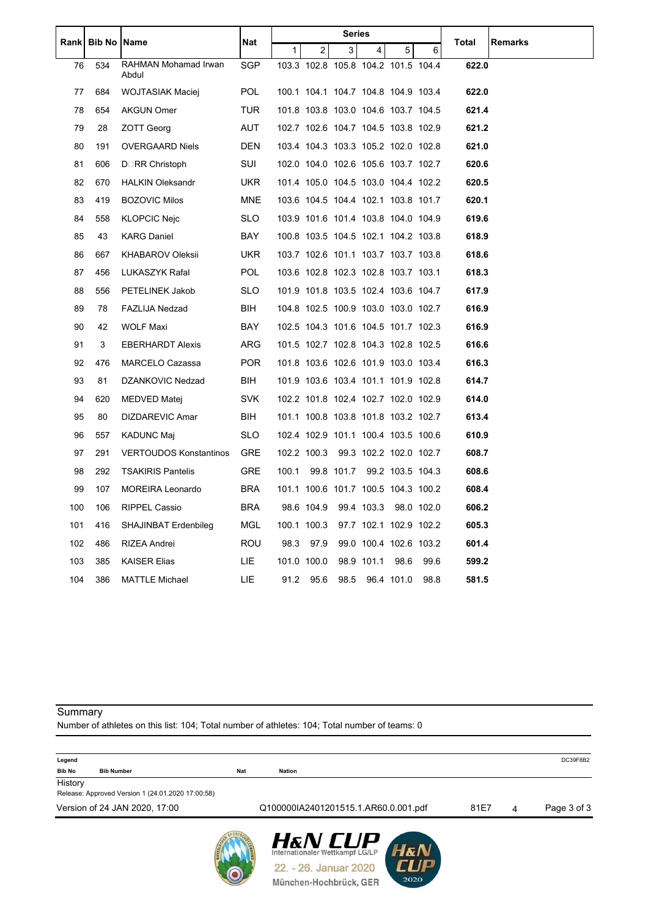| Rank | Bib No | Name | Nat | Series | | | | | | Total | Remarks |
|---|---|---|---|---|---|---|---|---|---|---|---|
| | | | | 1 | 2 | 3 | 4 | 5 | 6 | | |
| 76 | 534 | RAHMAN Mohamad Irwan Abdul | SGP | 103.3 | 102.8 | 105.8 | 104.2 | 101.5 | 104.4 | **622.0** | |
| 77 | 684 | WOJTASIAK Maciej | POL | 100.1 | 104.1 | 104.7 | 104.8 | 104.9 | 103.4 | **622.0** | |
| 78 | 654 | AKGUN Omer | TUR | 101.8 | 103.8 | 103.0 | 104.6 | 103.7 | 104.5 | **621.4** | |
| 79 | 28 | ZOTT Georg | AUT | 102.7 | 102.6 | 104.7 | 104.5 | 103.8 | 102.9 | **621.2** | |
| 80 | 191 | OVERGAARD Niels | DEN | 103.4 | 104.3 | 103.3 | 105.2 | 102.0 | 102.8 | **621.0** | |
| 81 | 606 | D□RR Christoph | SUI | 102.0 | 104.0 | 102.6 | 105.6 | 103.7 | 102.7 | **620.6** | |
| 82 | 670 | HALKIN Oleksandr | UKR | 101.4 | 105.0 | 104.5 | 103.0 | 104.4 | 102.2 | **620.5** | |
| 83 | 419 | BOZOVIC Milos | MNE | 103.6 | 104.5 | 104.4 | 102.1 | 103.8 | 101.7 | **620.1** | |
| 84 | 558 | KLOPCIC Nejc | SLO | 103.9 | 101.6 | 101.4 | 103.8 | 104.0 | 104.9 | **619.6** | |
| 85 | 43 | KARG Daniel | BAY | 100.8 | 103.5 | 104.5 | 102.1 | 104.2 | 103.8 | **618.9** | |
| 86 | 667 | KHABAROV Oleksii | UKR | 103.7 | 102.6 | 101.1 | 103.7 | 103.7 | 103.8 | **618.6** | |
| 87 | 456 | LUKASZYK Rafal | POL | 103.6 | 102.8 | 102.3 | 102.8 | 103.7 | 103.1 | **618.3** | |
| 88 | 556 | PETELINEK Jakob | SLO | 101.9 | 101.8 | 103.5 | 102.4 | 103.6 | 104.7 | **617.9** | |
| 89 | 78 | FAZLIJA Nedzad | BIH | 104.8 | 102.5 | 100.9 | 103.0 | 103.0 | 102.7 | **616.9** | |
| 90 | 42 | WOLF Maxi | BAY | 102.5 | 104.3 | 101.6 | 104.5 | 101.7 | 102.3 | **616.9** | |
| 91 | 3 | EBERHARDT Alexis | ARG | 101.5 | 102.7 | 102.8 | 104.3 | 102.8 | 102.5 | **616.6** | |
| 92 | 476 | MARCELO Cazassa | POR | 101.8 | 103.6 | 102.6 | 101.9 | 103.0 | 103.4 | **616.3** | |
| 93 | 81 | DZANKOVIC Nedzad | BIH | 101.9 | 103.6 | 103.4 | 101.1 | 101.9 | 102.8 | **614.7** | |
| 94 | 620 | MEDVED Matej | SVK | 102.2 | 101.8 | 102.4 | 102.7 | 102.0 | 102.9 | **614.0** | |
| 95 | 80 | DIZDAREVIC Amar | BIH | 101.1 | 100.8 | 103.8 | 101.8 | 103.2 | 102.7 | **613.4** | |
| 96 | 557 | KADUNC Maj | SLO | 102.4 | 102.9 | 101.1 | 100.4 | 103.5 | 100.6 | **610.9** | |
| 97 | 291 | VERTOUDOS Konstantinos | GRE | 102.2 | 100.3 | 99.3 | 102.2 | 102.0 | 102.7 | **608.7** | |
| 98 | 292 | TSAKIRIS Pantelis | GRE | 100.1 | 99.8 | 101.7 | 99.2 | 103.5 | 104.3 | **608.6** | |
| 99 | 107 | MOREIRA Leonardo | BRA | 101.1 | 100.6 | 101.7 | 100.5 | 104.3 | 100.2 | **608.4** | |
| 100 | 106 | RIPPEL Cassio | BRA | 98.6 | 104.9 | 99.4 | 103.3 | 98.0 | 102.0 | **606.2** | |
| 101 | 416 | SHAJINBAT Erdenbileg | MGL | 100.1 | 100.3 | 97.7 | 102.1 | 102.9 | 102.2 | **605.3** | |
| 102 | 486 | RIZEA Andrei | ROU | 98.3 | 97.9 | 99.0 | 100.4 | 102.6 | 103.2 | **601.4** | |
| 103 | 385 | KAISER Elias | LIE | 101.0 | 100.0 | 98.9 | 101.1 | 98.6 | 99.6 | **599.2** | |
| 104 | 386 | MATTLE Michael | LIE | 91.2 | 95.6 | 98.5 | 96.4 | 101.0 | 98.8 | **581.5** | |

Summary

Number of athletes on this list: 104; Total number of athletes: 104; Total number of teams: 0

**Legend**

| Bib No | Bib Number | Nat | Nation |
|---|---|---|---|

History

Release: Approved Version 1 (24.01.2020 17:00:58)

Version of 24 JAN 2020, 17:00 — Q100000IA2401201515.1.AR60.0.001.pdf — 81E7 — 4

DC39F8B2

H&N CUP Internationaler Wettkampf LG/LP

22. - 26. Januar 2020

München-Hochbrück, GER